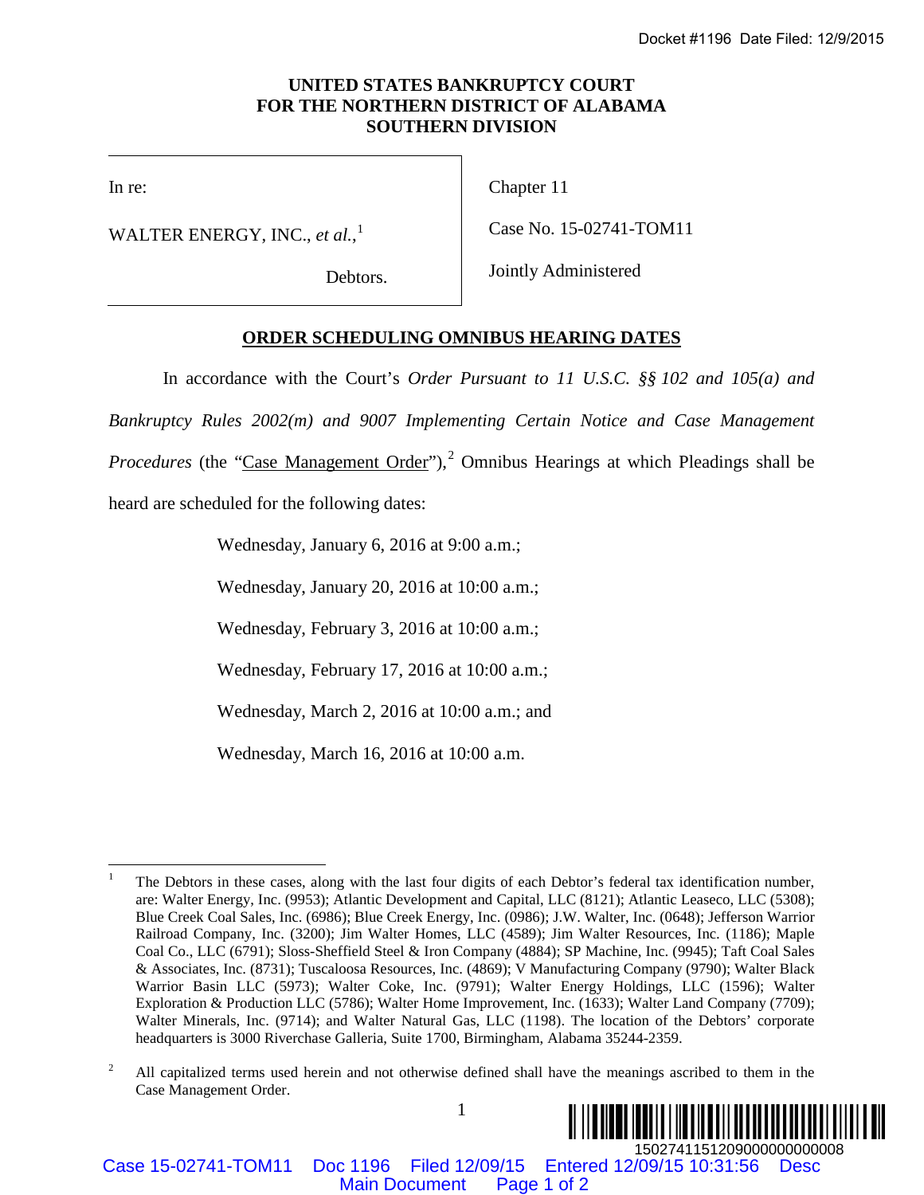# UNITED STATES BANKRUPTCY COURT FOR THE NORTHERN DISTRICT OF ALABAMA SOUTHERN DIVISION

| | |
|---|---|
| In re:<br><br>WALTER ENERGY, INC., *et al.*,[1]<br><br>Debtors. | Chapter 11<br><br>Case No. 15-02741-TOM11<br><br>Jointly Administered |

## ORDER SCHEDULING OMNIBUS HEARING DATES

In accordance with the Court's *Order Pursuant to 11 U.S.C. §§ 102 and 105(a) and Bankruptcy Rules 2002(m) and 9007 Implementing Certain Notice and Case Management Procedures* (the "Case Management Order"),[2] Omnibus Hearings at which Pleadings shall be heard are scheduled for the following dates:

Wednesday, January 6, 2016 at 9:00 a.m.;

Wednesday, January 20, 2016 at 10:00 a.m.;

Wednesday, February 3, 2016 at 10:00 a.m.;

Wednesday, February 17, 2016 at 10:00 a.m.;

Wednesday, March 2, 2016 at 10:00 a.m.; and

Wednesday, March 16, 2016 at 10:00 a.m.

---

[1] The Debtors in these cases, along with the last four digits of each Debtor's federal tax identification number, are: Walter Energy, Inc. (9953); Atlantic Development and Capital, LLC (8121); Atlantic Leaseco, LLC (5308); Blue Creek Coal Sales, Inc. (6986); Blue Creek Energy, Inc. (0986); J.W. Walter, Inc. (0648); Jefferson Warrior Railroad Company, Inc. (3200); Jim Walter Homes, LLC (4589); Jim Walter Resources, Inc. (1186); Maple Coal Co., LLC (6791); Sloss-Sheffield Steel & Iron Company (4884); SP Machine, Inc. (9945); Taft Coal Sales & Associates, Inc. (8731); Tuscaloosa Resources, Inc. (4869); V Manufacturing Company (9790); Walter Black Warrior Basin LLC (5973); Walter Coke, Inc. (9791); Walter Energy Holdings, LLC (1596); Walter Exploration & Production LLC (5786); Walter Home Improvement, Inc. (1633); Walter Land Company (7709); Walter Minerals, Inc. (9714); and Walter Natural Gas, LLC (1198). The location of the Debtors' corporate headquarters is 3000 Riverchase Galleria, Suite 1700, Birmingham, Alabama 35244-2359.

[2] All capitalized terms used herein and not otherwise defined shall have the meanings ascribed to them in the Case Management Order.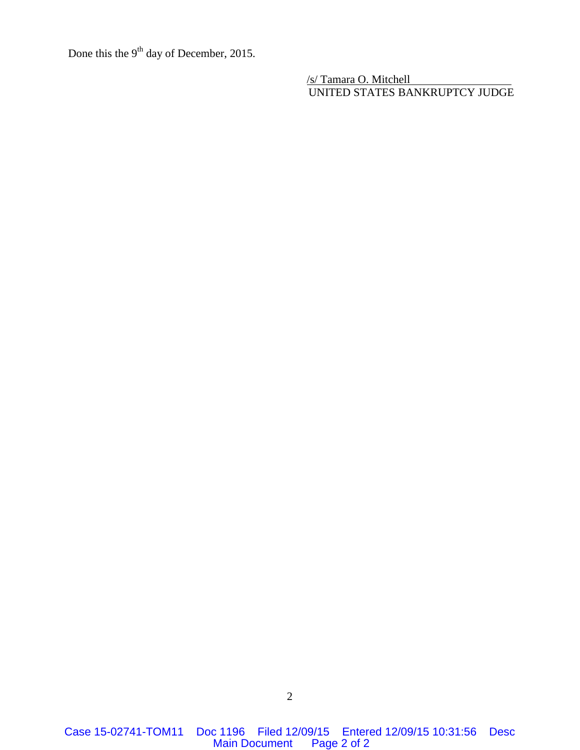Done this the 9th day of December, 2015.

/s/ Tamara O. Mitchell
UNITED STATES BANKRUPTCY JUDGE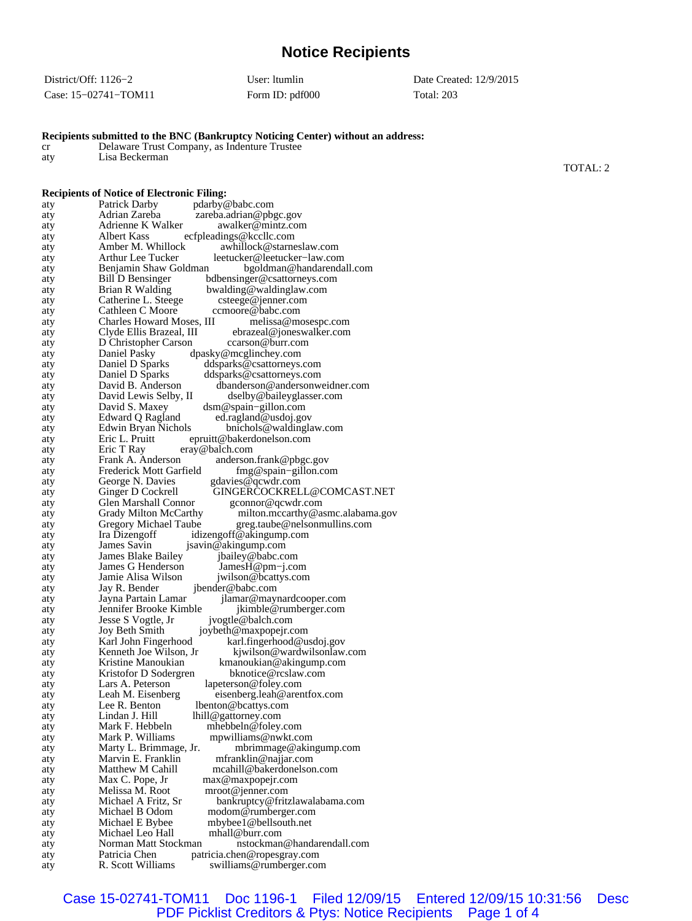# Notice Recipients

| | | |
|---|---|---|
| District/Off: 1126−2 | User: ltumlin | Date Created: 12/9/2015 |
| Case: 15−02741−TOM11 | Form ID: pdf000 | Total: 203 |

**Recipients submitted to the BNC (Bankruptcy Noticing Center) without an address:**

| | |
|---|---|
| cr | Delaware Trust Company, as Indenture Trustee |
| aty | Lisa Beckerman |

TOTAL: 2

**Recipients of Notice of Electronic Filing:**

| | | |
|---|---|---|
| aty | Patrick Darby | pdarby@babc.com |
| aty | Adrian Zareba | zareba.adrian@pbgc.gov |
| aty | Adrienne K Walker | awalker@mintz.com |
| aty | Albert Kass | ecfpleadings@kccllc.com |
| aty | Amber M. Whillock | awhillock@starneslaw.com |
| aty | Arthur Lee Tucker | leetucker@leetucker−law.com |
| aty | Benjamin Shaw Goldman | bgoldman@handarendall.com |
| aty | Bill D Bensinger | bdbensinger@csattorneys.com |
| aty | Brian R Walding | bwalding@waldinglaw.com |
| aty | Catherine L. Steege | csteege@jenner.com |
| aty | Cathleen C Moore | ccmoore@babc.com |
| aty | Charles Howard Moses, III | melissa@mosespc.com |
| aty | Clyde Ellis Brazeal, III | ebrazeal@joneswalker.com |
| aty | D Christopher Carson | ccarson@burr.com |
| aty | Daniel Pasky | dpasky@mcglinchey.com |
| aty | Daniel D Sparks | ddsparks@csattorneys.com |
| aty | Daniel D Sparks | ddsparks@csattorneys.com |
| aty | David B. Anderson | dbanderson@andersonweidner.com |
| aty | David Lewis Selby, II | dselby@baileyglasser.com |
| aty | David S. Maxey | dsm@spain−gillon.com |
| aty | Edward Q Ragland | ed.ragland@usdoj.gov |
| aty | Edwin Bryan Nichols | bnichols@waldinglaw.com |
| aty | Eric L. Pruitt | epruitt@bakerdonelson.com |
| aty | Eric T Ray | eray@balch.com |
| aty | Frank A. Anderson | anderson.frank@pbgc.gov |
| aty | Frederick Mott Garfield | fmg@spain−gillon.com |
| aty | George N. Davies | gdavies@qcwdr.com |
| aty | Ginger D Cockrell | GINGERCOCKRELL@COMCAST.NET |
| aty | Glen Marshall Connor | gconnor@qcwdr.com |
| aty | Grady Milton McCarthy | milton.mccarthy@asmc.alabama.gov |
| aty | Gregory Michael Taube | greg.taube@nelsonmullins.com |
| aty | Ira Dizengoff | idizengoff@akingump.com |
| aty | James Savin | jsavin@akingump.com |
| aty | James Blake Bailey | jbailey@babc.com |
| aty | James G Henderson | JamesH@pm−j.com |
| aty | Jamie Alisa Wilson | jwilson@bcattys.com |
| aty | Jay R. Bender | jbender@babc.com |
| aty | Jayna Partain Lamar | jlamar@maynardcooper.com |
| aty | Jennifer Brooke Kimble | jkimble@rumberger.com |
| aty | Jesse S Vogtle, Jr | jvogtle@balch.com |
| aty | Joy Beth Smith | joybeth@maxpopejr.com |
| aty | Karl John Fingerhood | karl.fingerhood@usdoj.gov |
| aty | Kenneth Joe Wilson, Jr | kjwilson@wardwilsonlaw.com |
| aty | Kristine Manoukian | kmanoukian@akingump.com |
| aty | Kristofor D Sodergren | bknotice@rcslaw.com |
| aty | Lars A. Peterson | lapeterson@foley.com |
| aty | Leah M. Eisenberg | eisenberg.leah@arentfox.com |
| aty | Lee R. Benton | lbenton@bcattys.com |
| aty | Lindan J. Hill | lhill@gattorney.com |
| aty | Mark F. Hebbeln | mhebbeln@foley.com |
| aty | Mark P. Williams | mpwilliams@nwkt.com |
| aty | Marty L. Brimmage, Jr. | mbrimmage@akingump.com |
| aty | Marvin E. Franklin | mfranklin@najjar.com |
| aty | Matthew M Cahill | mcahill@bakerdonelson.com |
| aty | Max C. Pope, Jr | max@maxpopejr.com |
| aty | Melissa M. Root | mroot@jenner.com |
| aty | Michael A Fritz, Sr | bankruptcy@fritzlawalabama.com |
| aty | Michael B Odom | modom@rumberger.com |
| aty | Michael E Bybee | mbybee1@bellsouth.net |
| aty | Michael Leo Hall | mhall@burr.com |
| aty | Norman Matt Stockman | nstockman@handarendall.com |
| aty | Patricia Chen | patricia.chen@ropesgray.com |
| aty | R. Scott Williams | swilliams@rumberger.com |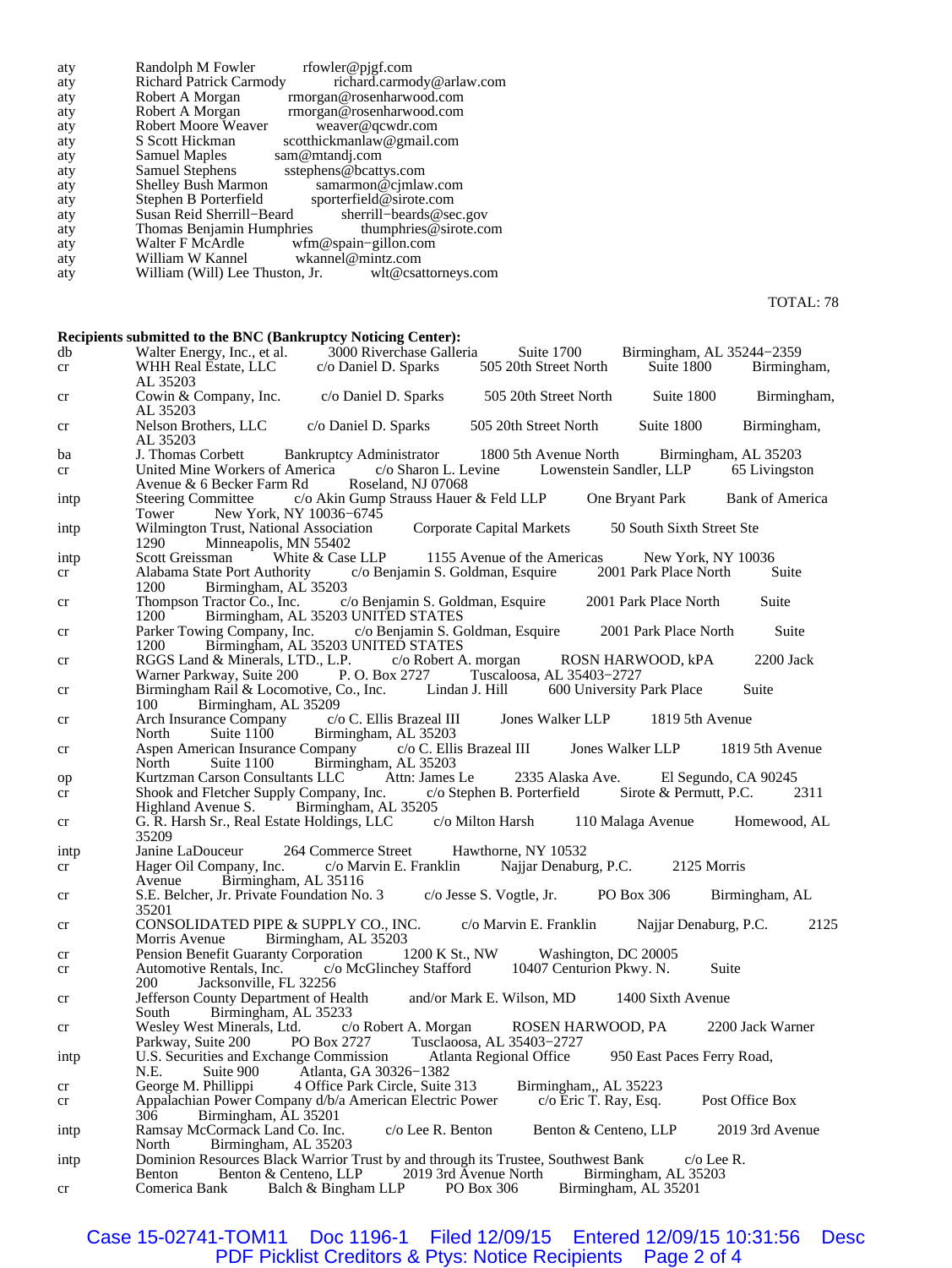| | | |
|---|---|---|
| aty | Randolph M Fowler | rfowler@pjgf.com |
| aty | Richard Patrick Carmody | richard.carmody@arlaw.com |
| aty | Robert A Morgan | rmorgan@rosenharwood.com |
| aty | Robert A Morgan | rmorgan@rosenharwood.com |
| aty | Robert Moore Weaver | weaver@qcwdr.com |
| aty | S Scott Hickman | scotthickmanlaw@gmail.com |
| aty | Samuel Maples | sam@mtandj.com |
| aty | Samuel Stephens | sstephens@bcattys.com |
| aty | Shelley Bush Marmon | samarmon@cjmlaw.com |
| aty | Stephen B Porterfield | sporterfield@sirote.com |
| aty | Susan Reid Sherrill−Beard | sherrill−beards@sec.gov |
| aty | Thomas Benjamin Humphries | thumphries@sirote.com |
| aty | Walter F McArdle | wfm@spain−gillon.com |
| aty | William W Kannel | wkannel@mintz.com |
| aty | William (Will) Lee Thuston, Jr. | wlt@csattorneys.com |

TOTAL: 78

**Recipients submitted to the BNC (Bankruptcy Noticing Center):**

| | |
|---|---|
| db | Walter Energy, Inc., et al. 3000 Riverchase Galleria Suite 1700 Birmingham, AL 35244−2359 |
| cr | WHH Real Estate, LLC c/o Daniel D. Sparks 505 20th Street North Suite 1800 Birmingham, AL 35203 |
| cr | Cowin & Company, Inc. c/o Daniel D. Sparks 505 20th Street North Suite 1800 Birmingham, AL 35203 |
| cr | Nelson Brothers, LLC c/o Daniel D. Sparks 505 20th Street North Suite 1800 Birmingham, AL 35203 |
| ba | J. Thomas Corbett Bankruptcy Administrator 1800 5th Avenue North Birmingham, AL 35203 |
| cr | United Mine Workers of America c/o Sharon L. Levine Lowenstein Sandler, LLP 65 Livingston Avenue & 6 Becker Farm Rd Roseland, NJ 07068 |
| intp | Steering Committee c/o Akin Gump Strauss Hauer & Feld LLP One Bryant Park Bank of America Tower New York, NY 10036−6745 |
| intp | Wilmington Trust, National Association Corporate Capital Markets 50 South Sixth Street Ste 1290 Minneapolis, MN 55402 |
| intp | Scott Greissman White & Case LLP 1155 Avenue of the Americas New York, NY 10036 |
| cr | Alabama State Port Authority c/o Benjamin S. Goldman, Esquire 2001 Park Place North Suite 1200 Birmingham, AL 35203 |
| cr | Thompson Tractor Co., Inc. c/o Benjamin S. Goldman, Esquire 2001 Park Place North Suite 1200 Birmingham, AL 35203 UNITED STATES |
| cr | Parker Towing Company, Inc. c/o Benjamin S. Goldman, Esquire 2001 Park Place North Suite 1200 Birmingham, AL 35203 UNITED STATES |
| cr | RGGS Land & Minerals, LTD., L.P. c/o Robert A. morgan ROSN HARWOOD, kPA 2200 Jack Warner Parkway, Suite 200 P. O. Box 2727 Tuscaloosa, AL 35403−2727 |
| cr | Birmingham Rail & Locomotive, Co., Inc. Lindan J. Hill 600 University Park Place Suite 100 Birmingham, AL 35209 |
| cr | Arch Insurance Company c/o C. Ellis Brazeal III Jones Walker LLP 1819 5th Avenue North Suite 1100 Birmingham, AL 35203 |
| cr | Aspen American Insurance Company c/o C. Ellis Brazeal III Jones Walker LLP 1819 5th Avenue North Suite 1100 Birmingham, AL 35203 |
| op | Kurtzman Carson Consultants LLC Attn: James Le 2335 Alaska Ave. El Segundo, CA 90245 |
| cr | Shook and Fletcher Supply Company, Inc. c/o Stephen B. Porterfield Sirote & Permutt, P.C. 2311 Highland Avenue S. Birmingham, AL 35205 |
| cr | G. R. Harsh Sr., Real Estate Holdings, LLC c/o Milton Harsh 110 Malaga Avenue Homewood, AL 35209 |
| intp | Janine LaDouceur 264 Commerce Street Hawthorne, NY 10532 |
| cr | Hager Oil Company, Inc. c/o Marvin E. Franklin Najjar Denaburg, P.C. 2125 Morris Avenue Birmingham, AL 35116 |
| cr | S.E. Belcher, Jr. Private Foundation No. 3 c/o Jesse S. Vogtle, Jr. PO Box 306 Birmingham, AL 35201 |
| cr | CONSOLIDATED PIPE & SUPPLY CO., INC. c/o Marvin E. Franklin Najjar Denaburg, P.C. 2125 Morris Avenue Birmingham, AL 35203 |
| cr | Pension Benefit Guaranty Corporation 1200 K St., NW Washington, DC 20005 |
| cr | Automotive Rentals, Inc. c/o McGlinchey Stafford 10407 Centurion Pkwy. N. Suite 200 Jacksonville, FL 32256 |
| cr | Jefferson County Department of Health and/or Mark E. Wilson, MD 1400 Sixth Avenue South Birmingham, AL 35233 |
| cr | Wesley West Minerals, Ltd. c/o Robert A. Morgan ROSEN HARWOOD, PA 2200 Jack Warner Parkway, Suite 200 PO Box 2727 Tusclaoosa, AL 35403−2727 |
| intp | U.S. Securities and Exchange Commission Atlanta Regional Office 950 East Paces Ferry Road, N.E. Suite 900 Atlanta, GA 30326−1382 |
| cr | George M. Phillippi 4 Office Park Circle, Suite 313 Birmingham,, AL 35223 |
| cr | Appalachian Power Company d/b/a American Electric Power c/o Eric T. Ray, Esq. Post Office Box 306 Birmingham, AL 35201 |
| intp | Ramsay McCormack Land Co. Inc. c/o Lee R. Benton Benton & Centeno, LLP 2019 3rd Avenue North Birmingham, AL 35203 |
| intp | Dominion Resources Black Warrior Trust by and through its Trustee, Southwest Bank c/o Lee R. Benton Benton & Centeno, LLP 2019 3rd Avenue North Birmingham, AL 35203 |
| cr | Comerica Bank Balch & Bingham LLP PO Box 306 Birmingham, AL 35201 |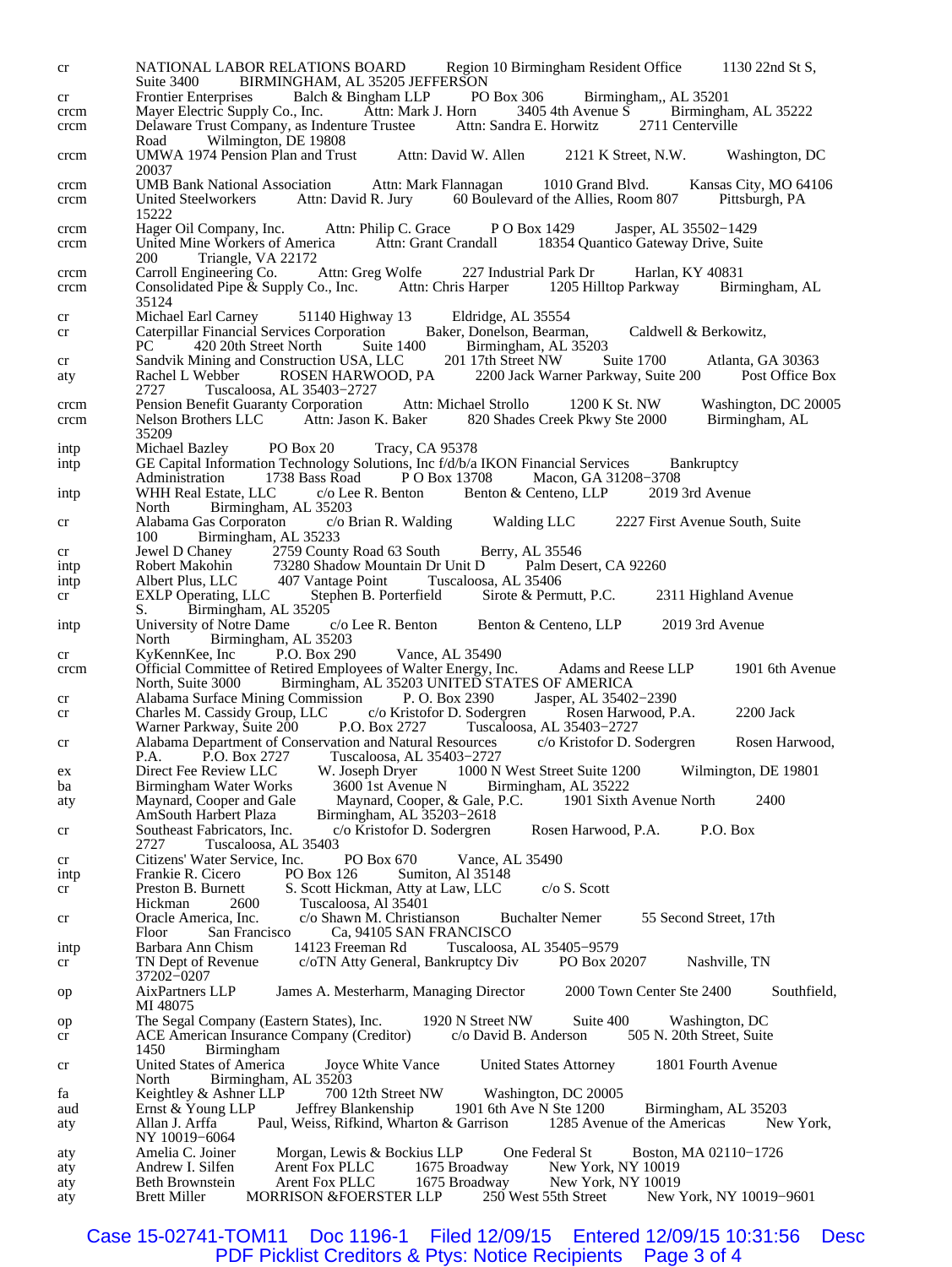| | |
|---|---|
| cr | NATIONAL LABOR RELATIONS BOARD Region 10 Birmingham Resident Office 1130 22nd St S, Suite 3400 BIRMINGHAM, AL 35205 JEFFERSON |
| cr | Frontier Enterprises Balch & Bingham LLP PO Box 306 Birmingham,, AL 35201 |
| crcm | Mayer Electric Supply Co., Inc. Attn: Mark J. Horn 3405 4th Avenue S Birmingham, AL 35222 |
| crcm | Delaware Trust Company, as Indenture Trustee Attn: Sandra E. Horwitz 2711 Centerville Road Wilmington, DE 19808 |
| crcm | UMWA 1974 Pension Plan and Trust Attn: David W. Allen 2121 K Street, N.W. Washington, DC 20037 |
| crcm | UMB Bank National Association Attn: Mark Flannagan 1010 Grand Blvd. Kansas City, MO 64106 |
| crcm | United Steelworkers Attn: David R. Jury 60 Boulevard of the Allies, Room 807 Pittsburgh, PA 15222 |
| crcm | Hager Oil Company, Inc. Attn: Philip C. Grace P O Box 1429 Jasper, AL 35502−1429 |
| crcm | United Mine Workers of America Attn: Grant Crandall 18354 Quantico Gateway Drive, Suite 200 Triangle, VA 22172 |
| crcm | Carroll Engineering Co. Attn: Greg Wolfe 227 Industrial Park Dr Harlan, KY 40831 |
| crcm | Consolidated Pipe & Supply Co., Inc. Attn: Chris Harper 1205 Hilltop Parkway Birmingham, AL 35124 |
| cr | Michael Earl Carney 51140 Highway 13 Eldridge, AL 35554 |
| cr | Caterpillar Financial Services Corporation Baker, Donelson, Bearman, Caldwell & Berkowitz, PC 420 20th Street North Suite 1400 Birmingham, AL 35203 |
| cr | Sandvik Mining and Construction USA, LLC 201 17th Street NW Suite 1700 Atlanta, GA 30363 |
| aty | Rachel L Webber ROSEN HARWOOD, PA 2200 Jack Warner Parkway, Suite 200 Post Office Box 2727 Tuscaloosa, AL 35403−2727 |
| crcm | Pension Benefit Guaranty Corporation Attn: Michael Strollo 1200 K St. NW Washington, DC 20005 |
| crcm | Nelson Brothers LLC Attn: Jason K. Baker 820 Shades Creek Pkwy Ste 2000 Birmingham, AL 35209 |
| intp | Michael Bazley PO Box 20 Tracy, CA 95378 |
| intp | GE Capital Information Technology Solutions, Inc f/d/b/a IKON Financial Services Bankruptcy Administration 1738 Bass Road P O Box 13708 Macon, GA 31208−3708 |
| intp | WHH Real Estate, LLC c/o Lee R. Benton Benton & Centeno, LLP 2019 3rd Avenue North Birmingham, AL 35203 |
| cr | Alabama Gas Corporaton c/o Brian R. Walding Walding LLC 2227 First Avenue South, Suite 100 Birmingham, AL 35233 |
| cr | Jewel D Chaney 2759 County Road 63 South Berry, AL 35546 |
| intp | Robert Makohin 73280 Shadow Mountain Dr Unit D Palm Desert, CA 92260 |
| intp | Albert Plus, LLC 407 Vantage Point Tuscaloosa, AL 35406 |
| cr | EXLP Operating, LLC Stephen B. Porterfield Sirote & Permutt, P.C. 2311 Highland Avenue S. Birmingham, AL 35205 |
| intp | University of Notre Dame c/o Lee R. Benton Benton & Centeno, LLP 2019 3rd Avenue North Birmingham, AL 35203 |
| cr | KyKennKee, Inc P.O. Box 290 Vance, AL 35490 |
| crcm | Official Committee of Retired Employees of Walter Energy, Inc. Adams and Reese LLP 1901 6th Avenue North, Suite 3000 Birmingham, AL 35203 UNITED STATES OF AMERICA |
| cr | Alabama Surface Mining Commission P. O. Box 2390 Jasper, AL 35402−2390 |
| cr | Charles M. Cassidy Group, LLC c/o Kristofor D. Sodergren Rosen Harwood, P.A. 2200 Jack Warner Parkway, Suite 200 P.O. Box 2727 Tuscaloosa, AL 35403−2727 |
| cr | Alabama Department of Conservation and Natural Resources c/o Kristofor D. Sodergren Rosen Harwood, P.A. P.O. Box 2727 Tuscaloosa, AL 35403−2727 |
| ex | Direct Fee Review LLC W. Joseph Dryer 1000 N West Street Suite 1200 Wilmington, DE 19801 |
| ba | Birmingham Water Works 3600 1st Avenue N Birmingham, AL 35222 |
| aty | Maynard, Cooper and Gale Maynard, Cooper, & Gale, P.C. 1901 Sixth Avenue North 2400 AmSouth Harbert Plaza Birmingham, AL 35203−2618 |
| cr | Southeast Fabricators, Inc. c/o Kristofor D. Sodergren Rosen Harwood, P.A. P.O. Box 2727 Tuscaloosa, AL 35403 |
| cr | Citizens' Water Service, Inc. PO Box 670 Vance, AL 35490 |
| intp | Frankie R. Cicero PO Box 126 Sumiton, Al 35148 |
| cr | Preston B. Burnett S. Scott Hickman, Atty at Law, LLC c/o S. Scott Hickman 2600 Tuscaloosa, Al 35401 |
| cr | Oracle America, Inc. c/o Shawn M. Christianson Buchalter Nemer 55 Second Street, 17th Floor San Francisco Ca, 94105 SAN FRANCISCO |
| intp | Barbara Ann Chism 14123 Freeman Rd Tuscaloosa, AL 35405−9579 |
| cr | TN Dept of Revenue c/oTN Atty General, Bankruptcy Div PO Box 20207 Nashville, TN 37202−0207 |
| op | AixPartners LLP James A. Mesterharm, Managing Director 2000 Town Center Ste 2400 Southfield, MI 48075 |
| op | The Segal Company (Eastern States), Inc. 1920 N Street NW Suite 400 Washington, DC |
| cr | ACE American Insurance Company (Creditor) c/o David B. Anderson 505 N. 20th Street, Suite 1450 Birmingham |
| cr | United States of America Joyce White Vance United States Attorney 1801 Fourth Avenue North Birmingham, AL 35203 |
| fa | Keightley & Ashner LLP 700 12th Street NW Washington, DC 20005 |
| aud | Ernst & Young LLP Jeffrey Blankenship 1901 6th Ave N Ste 1200 Birmingham, AL 35203 |
| aty | Allan J. Arffa Paul, Weiss, Rifkind, Wharton & Garrison 1285 Avenue of the Americas New York, NY 10019−6064 |
| aty | Amelia C. Joiner Morgan, Lewis & Bockius LLP One Federal St Boston, MA 02110−1726 |
| aty | Andrew I. Silfen Arent Fox PLLC 1675 Broadway New York, NY 10019 |
| aty | Beth Brownstein Arent Fox PLLC 1675 Broadway New York, NY 10019 |
| aty | Brett Miller MORRISON &FOERSTER LLP 250 West 55th Street New York, NY 10019−9601 |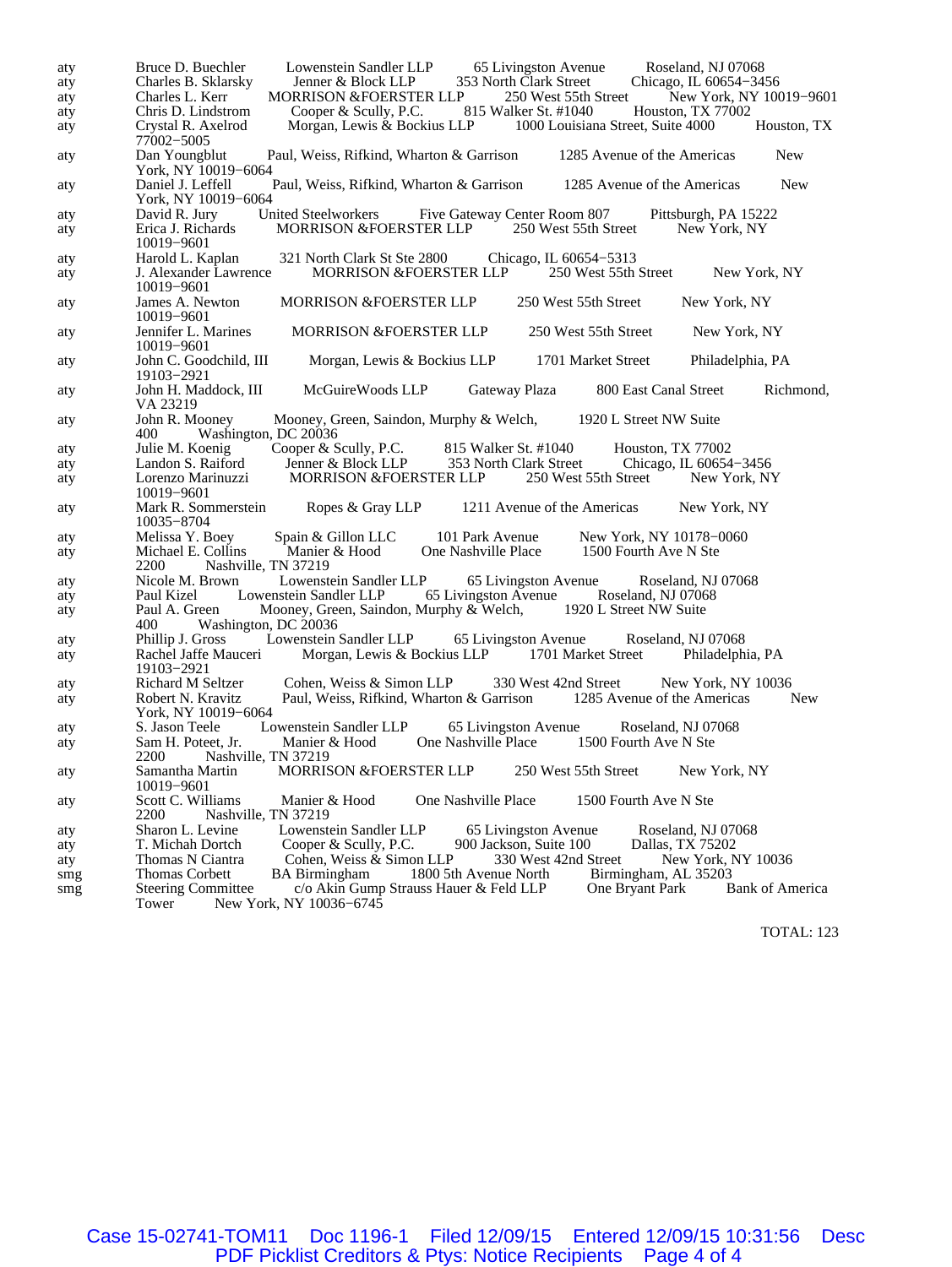| | | | | |
|---|---|---|---|---|
| aty | Bruce D. Buechler | Lowenstein Sandler LLP | 65 Livingston Avenue | Roseland, NJ 07068 |
| aty | Charles B. Sklarsky | Jenner & Block LLP | 353 North Clark Street | Chicago, IL 60654−3456 |
| aty | Charles L. Kerr | MORRISON &FOERSTER LLP | 250 West 55th Street | New York, NY 10019−9601 |
| aty | Chris D. Lindstrom | Cooper & Scully, P.C. | 815 Walker St. #1040 | Houston, TX 77002 |
| aty | Crystal R. Axelrod | Morgan, Lewis & Bockius LLP | 1000 Louisiana Street, Suite 4000 | Houston, TX 77002−5005 |
| aty | Dan Youngblut | Paul, Weiss, Rifkind, Wharton & Garrison | 1285 Avenue of the Americas | New York, NY 10019−6064 |
| aty | Daniel J. Leffell | Paul, Weiss, Rifkind, Wharton & Garrison | 1285 Avenue of the Americas | New York, NY 10019−6064 |
| aty | David R. Jury | United Steelworkers | Five Gateway Center Room 807 | Pittsburgh, PA 15222 |
| aty | Erica J. Richards | MORRISON &FOERSTER LLP | 250 West 55th Street | New York, NY 10019−9601 |
| aty | Harold L. Kaplan | 321 North Clark St Ste 2800 | Chicago, IL 60654−5313 | |
| aty | J. Alexander Lawrence | MORRISON &FOERSTER LLP | 250 West 55th Street | New York, NY 10019−9601 |
| aty | James A. Newton | MORRISON &FOERSTER LLP | 250 West 55th Street | New York, NY 10019−9601 |
| aty | Jennifer L. Marines | MORRISON &FOERSTER LLP | 250 West 55th Street | New York, NY 10019−9601 |
| aty | John C. Goodchild, III | Morgan, Lewis & Bockius LLP | 1701 Market Street | Philadelphia, PA 19103−2921 |
| aty | John H. Maddock, III | McGuireWoods LLP | Gateway Plaza 800 East Canal Street | Richmond, VA 23219 |
| aty | John R. Mooney | Mooney, Green, Saindon, Murphy & Welch, | 1920 L Street NW Suite 400 | Washington, DC 20036 |
| aty | Julie M. Koenig | Cooper & Scully, P.C. | 815 Walker St. #1040 | Houston, TX 77002 |
| aty | Landon S. Raiford | Jenner & Block LLP | 353 North Clark Street | Chicago, IL 60654−3456 |
| aty | Lorenzo Marinuzzi | MORRISON &FOERSTER LLP | 250 West 55th Street | New York, NY 10019−9601 |
| aty | Mark R. Sommerstein | Ropes & Gray LLP | 1211 Avenue of the Americas | New York, NY 10035−8704 |
| aty | Melissa Y. Boey | Spain & Gillon LLC | 101 Park Avenue | New York, NY 10178−0060 |
| aty | Michael E. Collins | Manier & Hood | One Nashville Place 1500 Fourth Ave N Ste 2200 | Nashville, TN 37219 |
| aty | Nicole M. Brown | Lowenstein Sandler LLP | 65 Livingston Avenue | Roseland, NJ 07068 |
| aty | Paul Kizel | Lowenstein Sandler LLP | 65 Livingston Avenue | Roseland, NJ 07068 |
| aty | Paul A. Green | Mooney, Green, Saindon, Murphy & Welch, | 1920 L Street NW Suite 400 | Washington, DC 20036 |
| aty | Phillip J. Gross | Lowenstein Sandler LLP | 65 Livingston Avenue | Roseland, NJ 07068 |
| aty | Rachel Jaffe Mauceri | Morgan, Lewis & Bockius LLP | 1701 Market Street | Philadelphia, PA 19103−2921 |
| aty | Richard M Seltzer | Cohen, Weiss & Simon LLP | 330 West 42nd Street | New York, NY 10036 |
| aty | Robert N. Kravitz | Paul, Weiss, Rifkind, Wharton & Garrison | 1285 Avenue of the Americas | New York, NY 10019−6064 |
| aty | S. Jason Teele | Lowenstein Sandler LLP | 65 Livingston Avenue | Roseland, NJ 07068 |
| aty | Sam H. Poteet, Jr. | Manier & Hood | One Nashville Place 1500 Fourth Ave N Ste 2200 | Nashville, TN 37219 |
| aty | Samantha Martin | MORRISON &FOERSTER LLP | 250 West 55th Street | New York, NY 10019−9601 |
| aty | Scott C. Williams | Manier & Hood | One Nashville Place 1500 Fourth Ave N Ste 2200 | Nashville, TN 37219 |
| aty | Sharon L. Levine | Lowenstein Sandler LLP | 65 Livingston Avenue | Roseland, NJ 07068 |
| aty | T. Michah Dortch | Cooper & Scully, P.C. | 900 Jackson, Suite 100 | Dallas, TX 75202 |
| aty | Thomas N Ciantra | Cohen, Weiss & Simon LLP | 330 West 42nd Street | New York, NY 10036 |
| smg | Thomas Corbett | BA Birmingham | 1800 5th Avenue North | Birmingham, AL 35203 |
| smg | Steering Committee | c/o Akin Gump Strauss Hauer & Feld LLP | One Bryant Park Bank of America Tower | New York, NY 10036−6745 |

TOTAL: 123